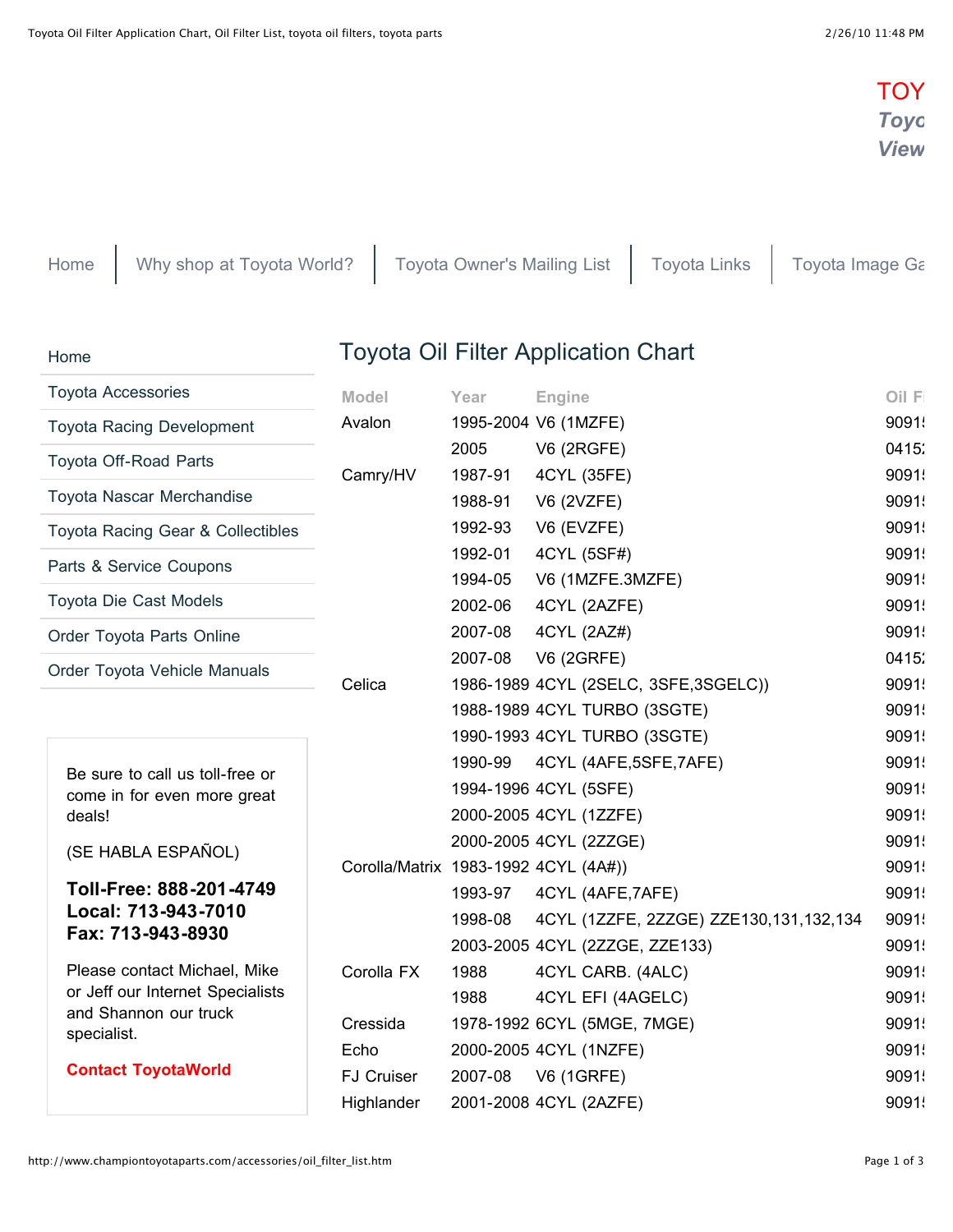TOY
*Toyo*
*View*

Home | Why shop at Toyota World? | Toyota Owner's Mailing List | Toyota Links | Toyota Image Ga

- Home
- Toyota Accessories
- Toyota Racing Development
- Toyota Off-Road Parts
- Toyota Nascar Merchandise
- Toyota Racing Gear & Collectibles
- Parts & Service Coupons
- Toyota Die Cast Models
- Order Toyota Parts Online
- Order Toyota Vehicle Manuals

Be sure to call us toll-free or come in for even more great deals!

(SE HABLA ESPAÑOL)

**Toll-Free: 888-201-4749**
**Local: 713-943-7010**
**Fax: 713-943-8930**

Please contact Michael, Mike or Jeff our Internet Specialists and Shannon our truck specialist.

**Contact ToyotaWorld**

# Toyota Oil Filter Application Chart

| Model | Year | Engine | Oil Fi |
|---|---|---|---|
| Avalon | 1995-2004 | V6 (1MZFE) | 9091 |
| | 2005 | V6 (2RGFE) | 0415 |
| Camry/HV | 1987-91 | 4CYL (35FE) | 9091 |
| | 1988-91 | V6 (2VZFE) | 9091 |
| | 1992-93 | V6 (EVZFE) | 9091 |
| | 1992-01 | 4CYL (5SF#) | 9091 |
| | 1994-05 | V6 (1MZFE.3MZFE) | 9091 |
| | 2002-06 | 4CYL (2AZFE) | 9091 |
| | 2007-08 | 4CYL (2AZ#) | 9091 |
| | 2007-08 | V6 (2GRFE) | 0415 |
| Celica | 1986-1989 | 4CYL (2SELC, 3SFE,3SGELC)) | 9091 |
| | 1988-1989 | 4CYL TURBO (3SGTE) | 9091 |
| | 1990-1993 | 4CYL TURBO (3SGTE) | 9091 |
| | 1990-99 | 4CYL (4AFE,5SFE,7AFE) | 9091 |
| | 1994-1996 | 4CYL (5SFE) | 9091 |
| | 2000-2005 | 4CYL (1ZZFE) | 9091 |
| | 2000-2005 | 4CYL (2ZZGE) | 9091 |
| Corolla/Matrix | 1983-1992 | 4CYL (4A#)) | 9091 |
| | 1993-97 | 4CYL (4AFE,7AFE) | 9091 |
| | 1998-08 | 4CYL (1ZZFE, 2ZZGE) ZZE130,131,132,134 | 9091 |
| | 2003-2005 | 4CYL (2ZZGE, ZZE133) | 9091 |
| Corolla FX | 1988 | 4CYL CARB. (4ALC) | 9091 |
| | 1988 | 4CYL EFI (4AGELC) | 9091 |
| Cressida | 1978-1992 | 6CYL (5MGE, 7MGE) | 9091 |
| Echo | 2000-2005 | 4CYL (1NZFE) | 9091 |
| FJ Cruiser | 2007-08 | V6 (1GRFE) | 9091 |
| Highlander | 2001-2008 | 4CYL (2AZFE) | 9091 |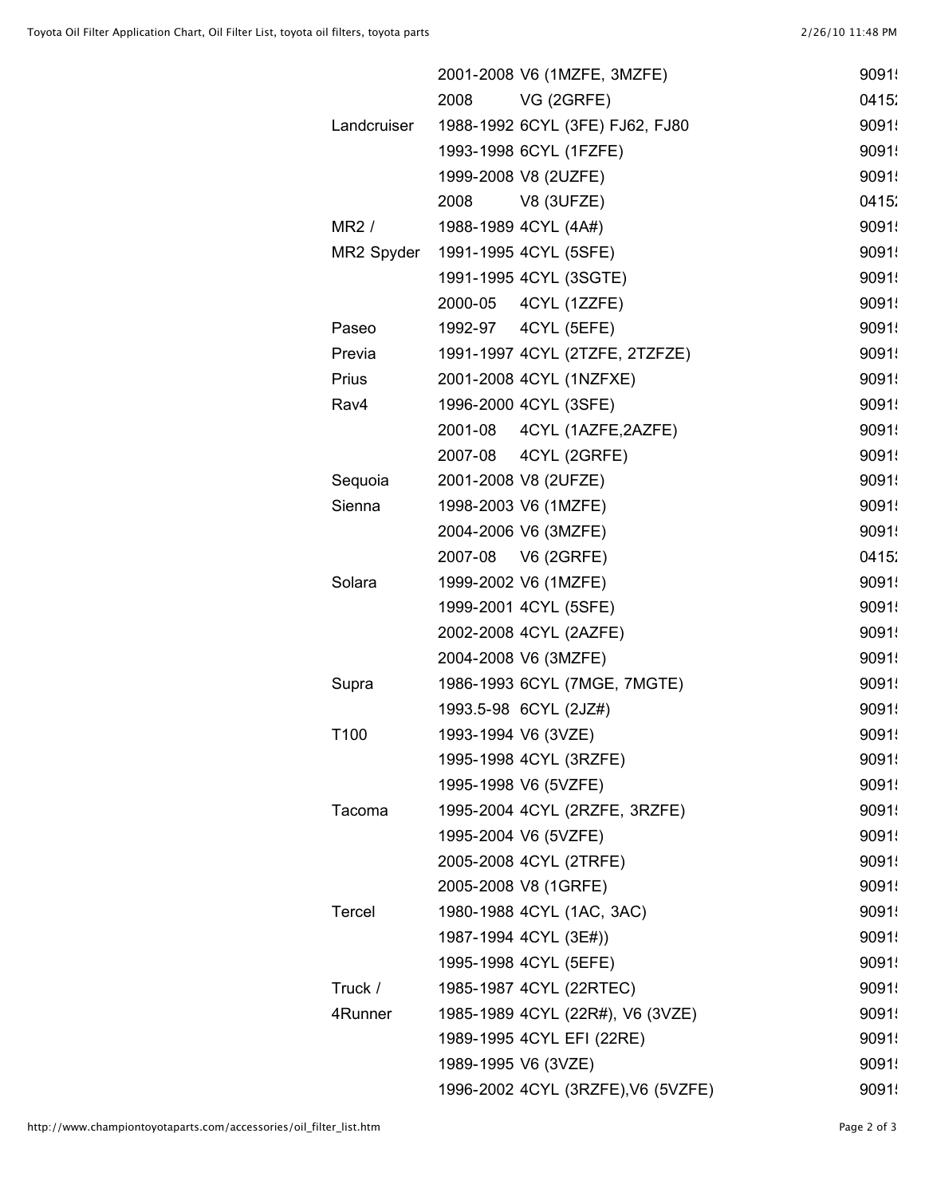| | | | |
|---|---|---|---|
| | 2001-2008 | V6 (1MZFE, 3MZFE) | 9091! |
| | 2008 | VG (2GRFE) | 0415; |
| Landcruiser | 1988-1992 | 6CYL (3FE) FJ62, FJ80 | 9091! |
| | 1993-1998 | 6CYL (1FZFE) | 9091! |
| | 1999-2008 | V8 (2UZFE) | 9091! |
| | 2008 | V8 (3UFZE) | 0415; |
| MR2 / | 1988-1989 | 4CYL (4A#) | 9091! |
| MR2 Spyder | 1991-1995 | 4CYL (5SFE) | 9091! |
| | 1991-1995 | 4CYL (3SGTE) | 9091! |
| | 2000-05 | 4CYL (1ZZFE) | 9091! |
| Paseo | 1992-97 | 4CYL (5EFE) | 9091! |
| Previa | 1991-1997 | 4CYL (2TZFE, 2TZFZE) | 9091! |
| Prius | 2001-2008 | 4CYL (1NZFXE) | 9091! |
| Rav4 | 1996-2000 | 4CYL (3SFE) | 9091! |
| | 2001-08 | 4CYL (1AZFE,2AZFE) | 9091! |
| | 2007-08 | 4CYL (2GRFE) | 9091! |
| Sequoia | 2001-2008 | V8 (2UFZE) | 9091! |
| Sienna | 1998-2003 | V6 (1MZFE) | 9091! |
| | 2004-2006 | V6 (3MZFE) | 9091! |
| | 2007-08 | V6 (2GRFE) | 0415; |
| Solara | 1999-2002 | V6 (1MZFE) | 9091! |
| | 1999-2001 | 4CYL (5SFE) | 9091! |
| | 2002-2008 | 4CYL (2AZFE) | 9091! |
| | 2004-2008 | V6 (3MZFE) | 9091! |
| Supra | 1986-1993 | 6CYL (7MGE, 7MGTE) | 9091! |
| | 1993.5-98 | 6CYL (2JZ#) | 9091! |
| T100 | 1993-1994 | V6 (3VZE) | 9091! |
| | 1995-1998 | 4CYL (3RZFE) | 9091! |
| | 1995-1998 | V6 (5VZFE) | 9091! |
| Tacoma | 1995-2004 | 4CYL (2RZFE, 3RZFE) | 9091! |
| | 1995-2004 | V6 (5VZFE) | 9091! |
| | 2005-2008 | 4CYL (2TRFE) | 9091! |
| | 2005-2008 | V8 (1GRFE) | 9091! |
| Tercel | 1980-1988 | 4CYL (1AC, 3AC) | 9091! |
| | 1987-1994 | 4CYL (3E#)) | 9091! |
| | 1995-1998 | 4CYL (5EFE) | 9091! |
| Truck / | 1985-1987 | 4CYL (22RTEC) | 9091! |
| 4Runner | 1985-1989 | 4CYL (22R#), V6 (3VZE) | 9091! |
| | 1989-1995 | 4CYL EFI (22RE) | 9091! |
| | 1989-1995 | V6 (3VZE) | 9091! |
| | 1996-2002 | 4CYL (3RZFE),V6 (5VZFE) | 9091! |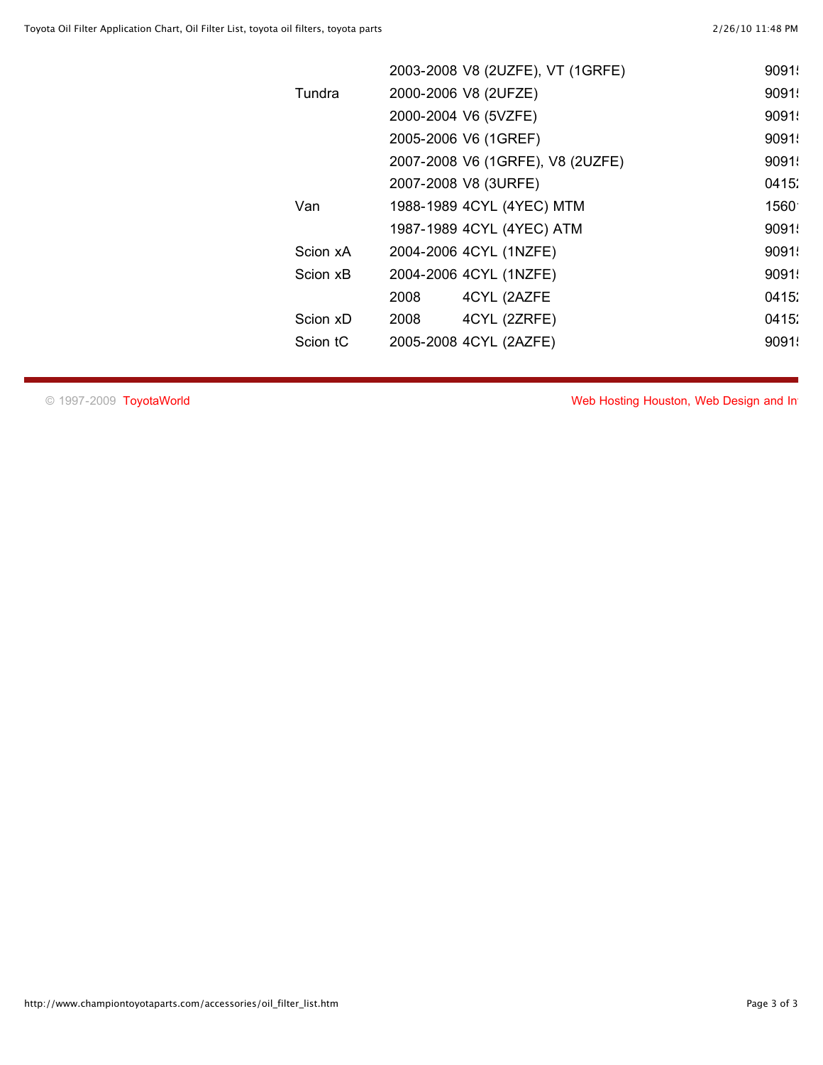| | | | |
|---|---|---|---|
| | 2003-2008 | V8 (2UZFE), VT (1GRFE) | 90915 |
| Tundra | 2000-2006 | V8 (2UFZE) | 90915 |
| | 2000-2004 | V6 (5VZFE) | 90915 |
| | 2005-2006 | V6 (1GREF) | 90915 |
| | 2007-2008 | V6 (1GRFE), V8 (2UZFE) | 90915 |
| | 2007-2008 | V8 (3URFE) | 04152 |
| Van | 1988-1989 | 4CYL (4YEC) MTM | 1560 |
| | 1987-1989 | 4CYL (4YEC) ATM | 90915 |
| Scion xA | 2004-2006 | 4CYL (1NZFE) | 90915 |
| Scion xB | 2004-2006 | 4CYL (1NZFE) | 90915 |
| | 2008 | 4CYL (2AZFE | 04152 |
| Scion xD | 2008 | 4CYL (2ZRFE) | 04152 |
| Scion tC | 2005-2008 | 4CYL (2AZFE) | 90915 |

© 1997-2009 ToyotaWorld

Web Hosting Houston, Web Design and In